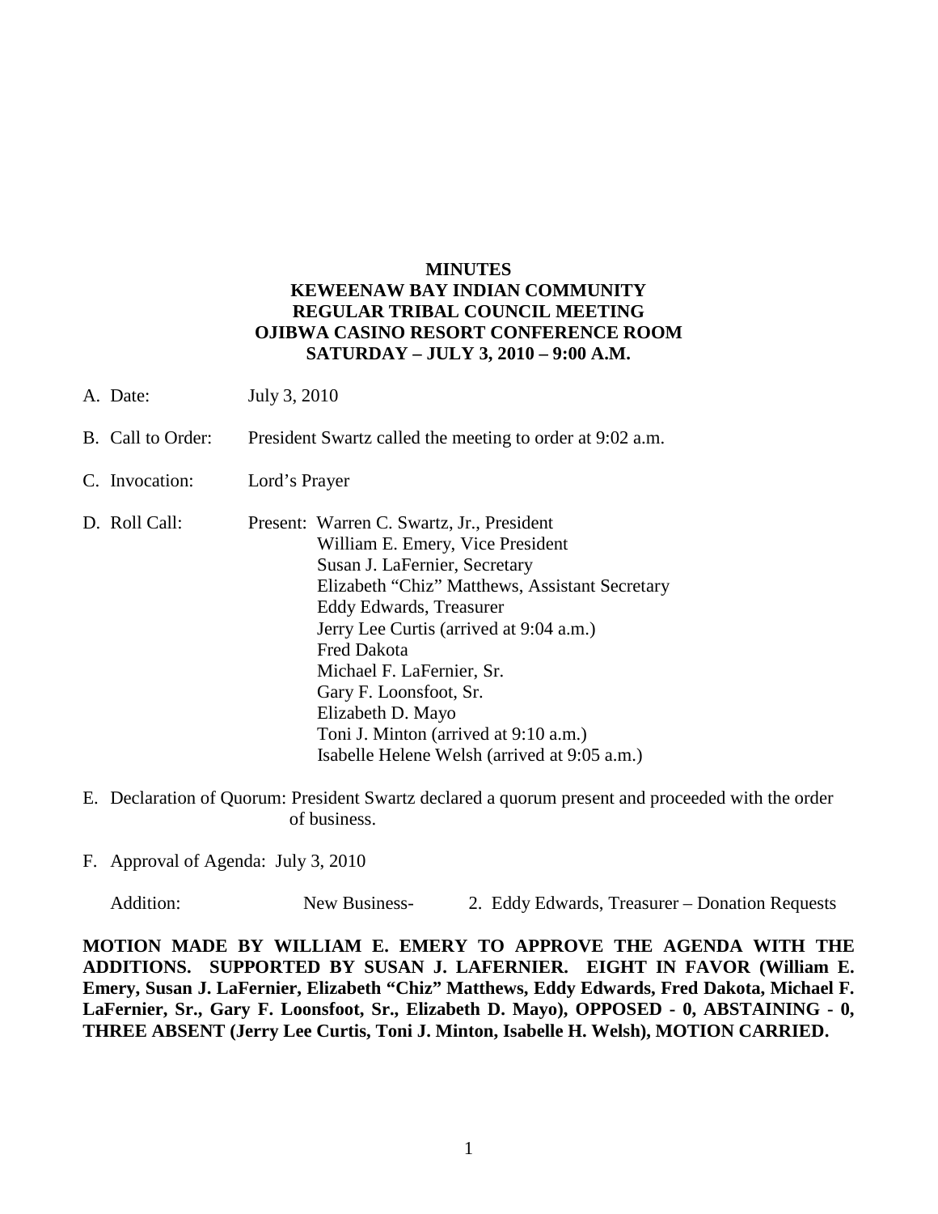**MINUTES**
**KEWEENAW BAY INDIAN COMMUNITY**
**REGULAR TRIBAL COUNCIL MEETING**
**OJIBWA CASINO RESORT CONFERENCE ROOM**
**SATURDAY – JULY 3, 2010 – 9:00 A.M.**

A. Date: July 3, 2010

B. Call to Order: President Swartz called the meeting to order at 9:02 a.m.

C. Invocation: Lord's Prayer

D. Roll Call: Present: Warren C. Swartz, Jr., President
William E. Emery, Vice President
Susan J. LaFernier, Secretary
Elizabeth "Chiz" Matthews, Assistant Secretary
Eddy Edwards, Treasurer
Jerry Lee Curtis (arrived at 9:04 a.m.)
Fred Dakota
Michael F. LaFernier, Sr.
Gary F. Loonsfoot, Sr.
Elizabeth D. Mayo
Toni J. Minton (arrived at 9:10 a.m.)
Isabelle Helene Welsh (arrived at 9:05 a.m.)

E. Declaration of Quorum: President Swartz declared a quorum present and proceeded with the order of business.

F. Approval of Agenda: July 3, 2010

Addition: New Business- 2. Eddy Edwards, Treasurer – Donation Requests

**MOTION MADE BY WILLIAM E. EMERY TO APPROVE THE AGENDA WITH THE ADDITIONS. SUPPORTED BY SUSAN J. LAFERNIER. EIGHT IN FAVOR (William E. Emery, Susan J. LaFernier, Elizabeth "Chiz" Matthews, Eddy Edwards, Fred Dakota, Michael F. LaFernier, Sr., Gary F. Loonsfoot, Sr., Elizabeth D. Mayo), OPPOSED - 0, ABSTAINING - 0, THREE ABSENT (Jerry Lee Curtis, Toni J. Minton, Isabelle H. Welsh), MOTION CARRIED.**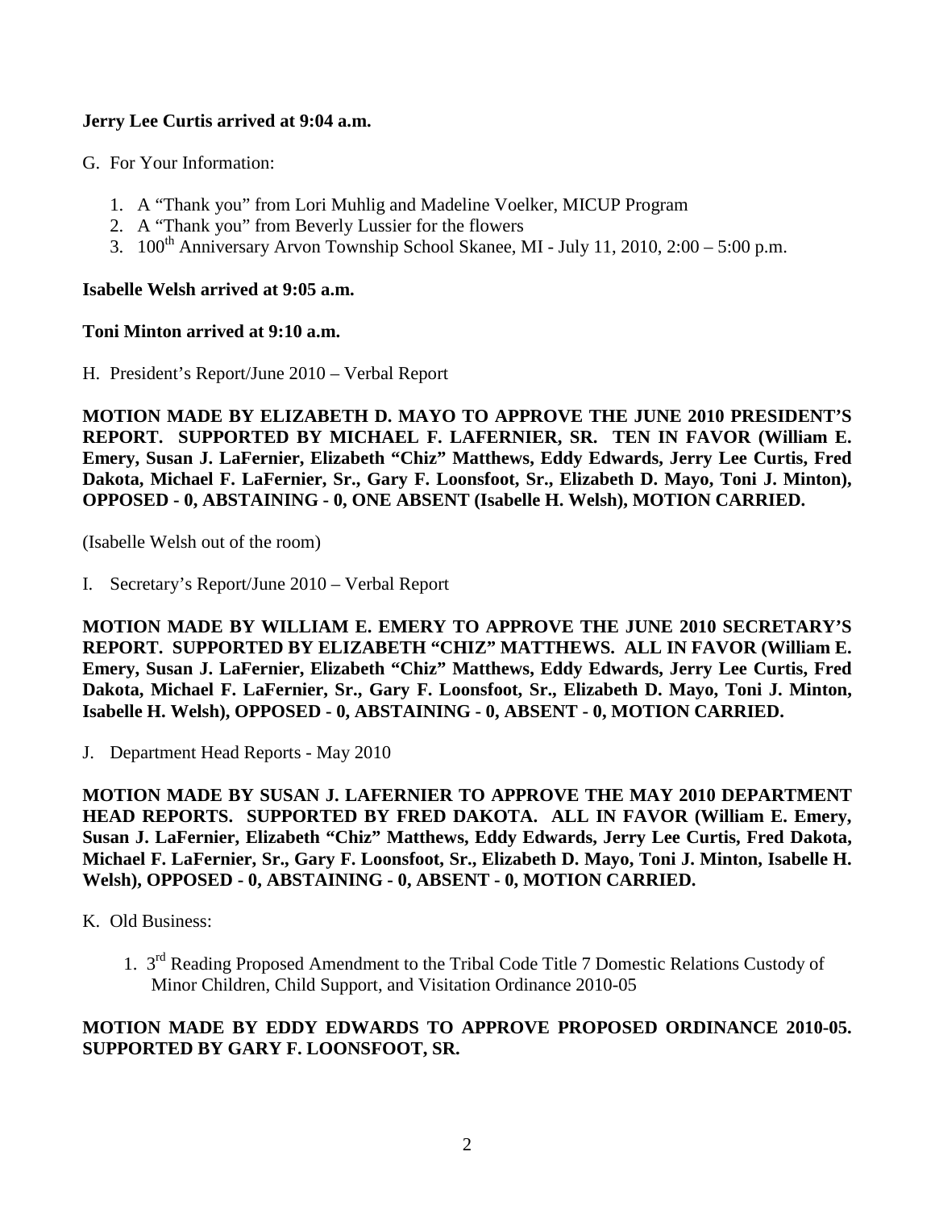**Jerry Lee Curtis arrived at 9:04 a.m.**

G. For Your Information:

1. A "Thank you" from Lori Muhlig and Madeline Voelker, MICUP Program
2. A "Thank you" from Beverly Lussier for the flowers
3. 100th Anniversary Arvon Township School Skanee, MI - July 11, 2010, 2:00 – 5:00 p.m.

**Isabelle Welsh arrived at 9:05 a.m.**

**Toni Minton arrived at 9:10 a.m.**

H. President's Report/June 2010 – Verbal Report

**MOTION MADE BY ELIZABETH D. MAYO TO APPROVE THE JUNE 2010 PRESIDENT'S REPORT. SUPPORTED BY MICHAEL F. LAFERNIER, SR. TEN IN FAVOR (William E. Emery, Susan J. LaFernier, Elizabeth "Chiz" Matthews, Eddy Edwards, Jerry Lee Curtis, Fred Dakota, Michael F. LaFernier, Sr., Gary F. Loonsfoot, Sr., Elizabeth D. Mayo, Toni J. Minton), OPPOSED - 0, ABSTAINING - 0, ONE ABSENT (Isabelle H. Welsh), MOTION CARRIED.**

(Isabelle Welsh out of the room)

I. Secretary's Report/June 2010 – Verbal Report

**MOTION MADE BY WILLIAM E. EMERY TO APPROVE THE JUNE 2010 SECRETARY'S REPORT. SUPPORTED BY ELIZABETH "CHIZ" MATTHEWS. ALL IN FAVOR (William E. Emery, Susan J. LaFernier, Elizabeth "Chiz" Matthews, Eddy Edwards, Jerry Lee Curtis, Fred Dakota, Michael F. LaFernier, Sr., Gary F. Loonsfoot, Sr., Elizabeth D. Mayo, Toni J. Minton, Isabelle H. Welsh), OPPOSED - 0, ABSTAINING - 0, ABSENT - 0, MOTION CARRIED.**

J. Department Head Reports - May 2010

**MOTION MADE BY SUSAN J. LAFERNIER TO APPROVE THE MAY 2010 DEPARTMENT HEAD REPORTS. SUPPORTED BY FRED DAKOTA. ALL IN FAVOR (William E. Emery, Susan J. LaFernier, Elizabeth "Chiz" Matthews, Eddy Edwards, Jerry Lee Curtis, Fred Dakota, Michael F. LaFernier, Sr., Gary F. Loonsfoot, Sr., Elizabeth D. Mayo, Toni J. Minton, Isabelle H. Welsh), OPPOSED - 0, ABSTAINING - 0, ABSENT - 0, MOTION CARRIED.**

K. Old Business:

1. 3rd Reading Proposed Amendment to the Tribal Code Title 7 Domestic Relations Custody of Minor Children, Child Support, and Visitation Ordinance 2010-05

**MOTION MADE BY EDDY EDWARDS TO APPROVE PROPOSED ORDINANCE 2010-05. SUPPORTED BY GARY F. LOONSFOOT, SR.**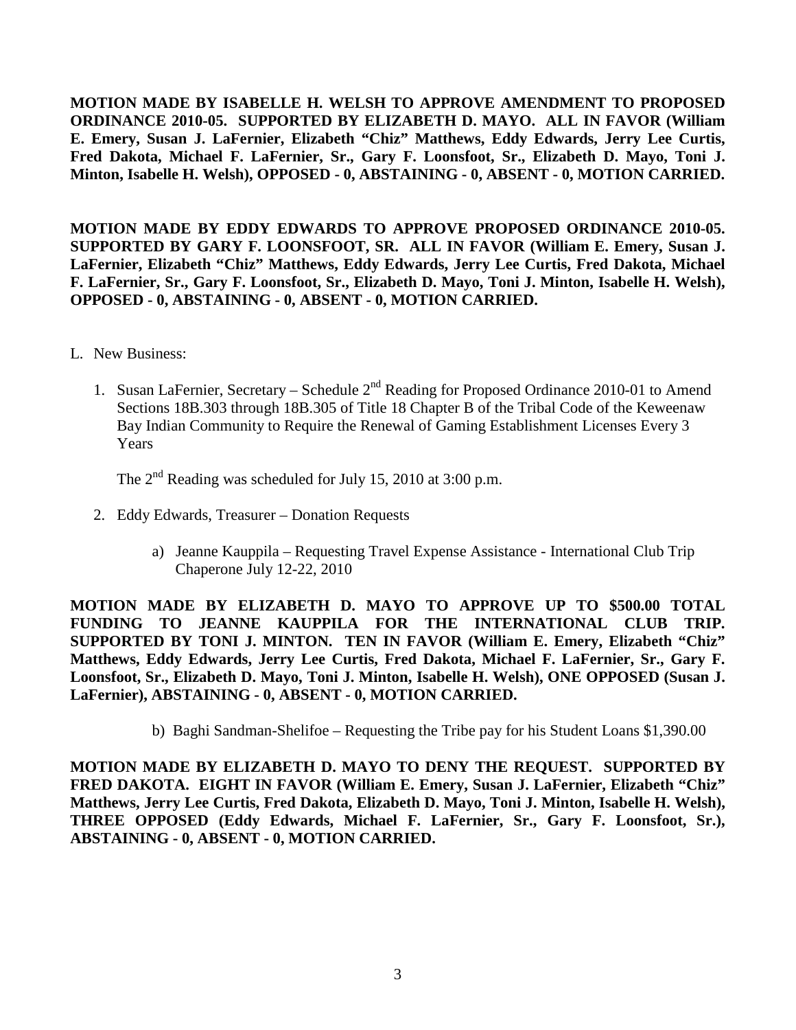**MOTION MADE BY ISABELLE H. WELSH TO APPROVE AMENDMENT TO PROPOSED ORDINANCE 2010-05. SUPPORTED BY ELIZABETH D. MAYO. ALL IN FAVOR (William E. Emery, Susan J. LaFernier, Elizabeth "Chiz" Matthews, Eddy Edwards, Jerry Lee Curtis, Fred Dakota, Michael F. LaFernier, Sr., Gary F. Loonsfoot, Sr., Elizabeth D. Mayo, Toni J. Minton, Isabelle H. Welsh), OPPOSED - 0, ABSTAINING - 0, ABSENT - 0, MOTION CARRIED.**

**MOTION MADE BY EDDY EDWARDS TO APPROVE PROPOSED ORDINANCE 2010-05. SUPPORTED BY GARY F. LOONSFOOT, SR. ALL IN FAVOR (William E. Emery, Susan J. LaFernier, Elizabeth "Chiz" Matthews, Eddy Edwards, Jerry Lee Curtis, Fred Dakota, Michael F. LaFernier, Sr., Gary F. Loonsfoot, Sr., Elizabeth D. Mayo, Toni J. Minton, Isabelle H. Welsh), OPPOSED - 0, ABSTAINING - 0, ABSENT - 0, MOTION CARRIED.**

L. New Business:

1. Susan LaFernier, Secretary – Schedule 2nd Reading for Proposed Ordinance 2010-01 to Amend Sections 18B.303 through 18B.305 of Title 18 Chapter B of the Tribal Code of the Keweenaw Bay Indian Community to Require the Renewal of Gaming Establishment Licenses Every 3 Years

   The 2nd Reading was scheduled for July 15, 2010 at 3:00 p.m.

2. Eddy Edwards, Treasurer – Donation Requests

   a) Jeanne Kauppila – Requesting Travel Expense Assistance - International Club Trip Chaperone July 12-22, 2010

**MOTION MADE BY ELIZABETH D. MAYO TO APPROVE UP TO $500.00 TOTAL FUNDING TO JEANNE KAUPPILA FOR THE INTERNATIONAL CLUB TRIP. SUPPORTED BY TONI J. MINTON. TEN IN FAVOR (William E. Emery, Elizabeth "Chiz" Matthews, Eddy Edwards, Jerry Lee Curtis, Fred Dakota, Michael F. LaFernier, Sr., Gary F. Loonsfoot, Sr., Elizabeth D. Mayo, Toni J. Minton, Isabelle H. Welsh), ONE OPPOSED (Susan J. LaFernier), ABSTAINING - 0, ABSENT - 0, MOTION CARRIED.**

   b) Baghi Sandman-Shelifoe – Requesting the Tribe pay for his Student Loans $1,390.00

**MOTION MADE BY ELIZABETH D. MAYO TO DENY THE REQUEST. SUPPORTED BY FRED DAKOTA. EIGHT IN FAVOR (William E. Emery, Susan J. LaFernier, Elizabeth "Chiz" Matthews, Jerry Lee Curtis, Fred Dakota, Elizabeth D. Mayo, Toni J. Minton, Isabelle H. Welsh), THREE OPPOSED (Eddy Edwards, Michael F. LaFernier, Sr., Gary F. Loonsfoot, Sr.), ABSTAINING - 0, ABSENT - 0, MOTION CARRIED.**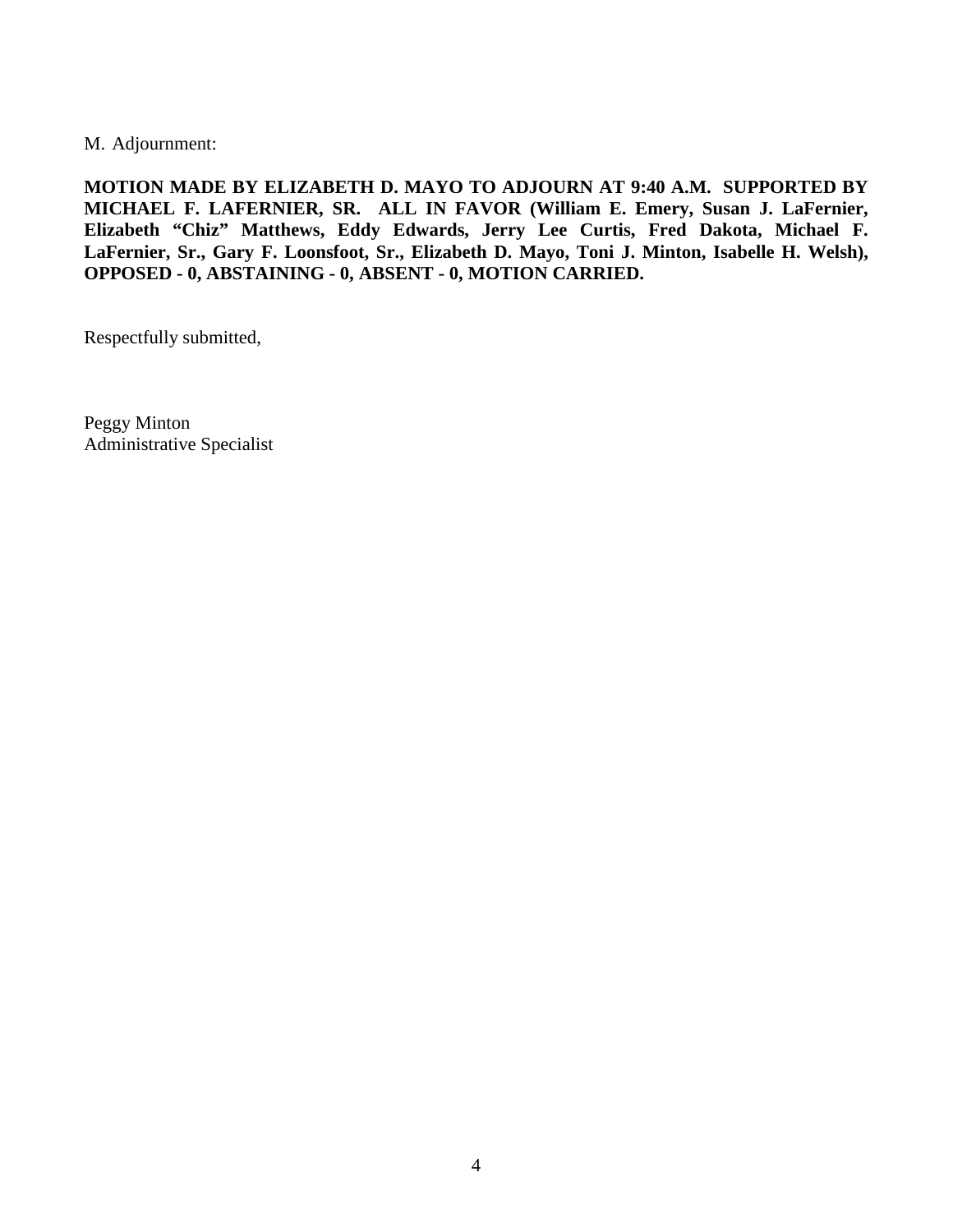M. Adjournment:

**MOTION MADE BY ELIZABETH D. MAYO TO ADJOURN AT 9:40 A.M. SUPPORTED BY MICHAEL F. LAFERNIER, SR. ALL IN FAVOR (William E. Emery, Susan J. LaFernier, Elizabeth "Chiz" Matthews, Eddy Edwards, Jerry Lee Curtis, Fred Dakota, Michael F. LaFernier, Sr., Gary F. Loonsfoot, Sr., Elizabeth D. Mayo, Toni J. Minton, Isabelle H. Welsh), OPPOSED - 0, ABSTAINING - 0, ABSENT - 0, MOTION CARRIED.**

Respectfully submitted,

Peggy Minton
Administrative Specialist